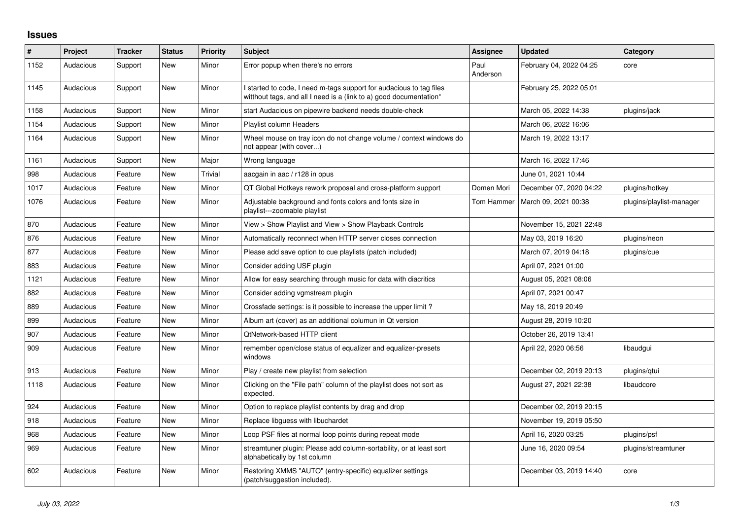## Issues

| # | Project | Tracker | Status | Priority | Subject | Assignee | Updated | Category |
|---|---|---|---|---|---|---|---|---|
| 1152 | Audacious | Support | New | Minor | Error popup when there's no errors | Paul Anderson | February 04, 2022 04:25 | core |
| 1145 | Audacious | Support | New | Minor | I started to code, I need m-tags support for audacious to tag files witthout tags, and all I need is a (link to a) good documentation* | | February 25, 2022 05:01 | |
| 1158 | Audacious | Support | New | Minor | start Audacious on pipewire backend needs double-check | | March 05, 2022 14:38 | plugins/jack |
| 1154 | Audacious | Support | New | Minor | Playlist column Headers | | March 06, 2022 16:06 | |
| 1164 | Audacious | Support | New | Minor | Wheel mouse on tray icon do not change volume / context windows do not appear (with cover...) | | March 19, 2022 13:17 | |
| 1161 | Audacious | Support | New | Major | Wrong language | | March 16, 2022 17:46 | |
| 998 | Audacious | Feature | New | Trivial | aacgain in aac / r128 in opus | | June 01, 2021 10:44 | |
| 1017 | Audacious | Feature | New | Minor | QT Global Hotkeys rework proposal and cross-platform support | Domen Mori | December 07, 2020 04:22 | plugins/hotkey |
| 1076 | Audacious | Feature | New | Minor | Adjustable background and fonts colors and fonts size in playlist---zoomable playlist | Tom Hammer | March 09, 2021 00:38 | plugins/playlist-manager |
| 870 | Audacious | Feature | New | Minor | View > Show Playlist and View > Show Playback Controls | | November 15, 2021 22:48 | |
| 876 | Audacious | Feature | New | Minor | Automatically reconnect when HTTP server closes connection | | May 03, 2019 16:20 | plugins/neon |
| 877 | Audacious | Feature | New | Minor | Please add save option to cue playlists (patch included) | | March 07, 2019 04:18 | plugins/cue |
| 883 | Audacious | Feature | New | Minor | Consider adding USF plugin | | April 07, 2021 01:00 | |
| 1121 | Audacious | Feature | New | Minor | Allow for easy searching through music for data with diacritics | | August 05, 2021 08:06 | |
| 882 | Audacious | Feature | New | Minor | Consider adding vgmstream plugin | | April 07, 2021 00:47 | |
| 889 | Audacious | Feature | New | Minor | Crossfade settings: is it possible to increase the upper limit ? | | May 18, 2019 20:49 | |
| 899 | Audacious | Feature | New | Minor | Album art (cover) as an additional columun in Qt version | | August 28, 2019 10:20 | |
| 907 | Audacious | Feature | New | Minor | QtNetwork-based HTTP client | | October 26, 2019 13:41 | |
| 909 | Audacious | Feature | New | Minor | remember open/close status of equalizer and equalizer-presets windows | | April 22, 2020 06:56 | libaudgui |
| 913 | Audacious | Feature | New | Minor | Play / create new playlist from selection | | December 02, 2019 20:13 | plugins/qtui |
| 1118 | Audacious | Feature | New | Minor | Clicking on the "File path" column of the playlist does not sort as expected. | | August 27, 2021 22:38 | libaudcore |
| 924 | Audacious | Feature | New | Minor | Option to replace playlist contents by drag and drop | | December 02, 2019 20:15 | |
| 918 | Audacious | Feature | New | Minor | Replace libguess with libuchardet | | November 19, 2019 05:50 | |
| 968 | Audacious | Feature | New | Minor | Loop PSF files at normal loop points during repeat mode | | April 16, 2020 03:25 | plugins/psf |
| 969 | Audacious | Feature | New | Minor | streamtuner plugin: Please add column-sortability, or at least sort alphabetically by 1st column | | June 16, 2020 09:54 | plugins/streamtuner |
| 602 | Audacious | Feature | New | Minor | Restoring XMMS "AUTO" (entry-specific) equalizer settings (patch/suggestion included). | | December 03, 2019 14:40 | core |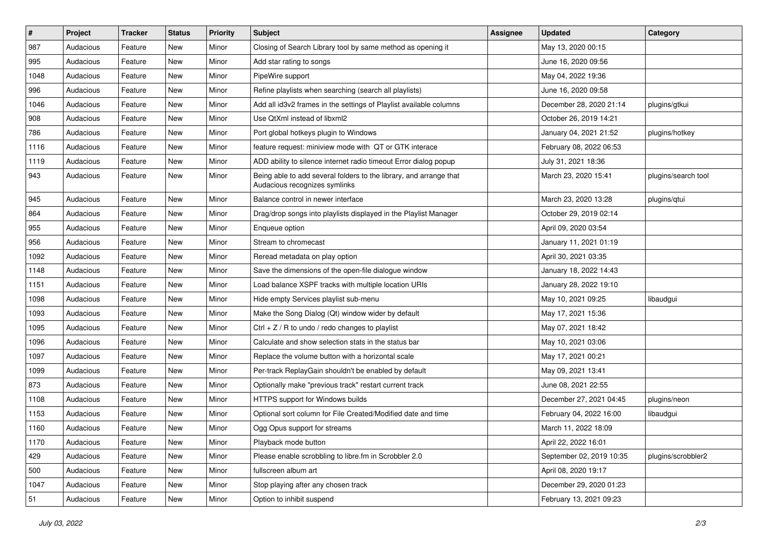| # | Project | Tracker | Status | Priority | Subject | Assignee | Updated | Category |
|---|---|---|---|---|---|---|---|---|
| 987 | Audacious | Feature | New | Minor | Closing of Search Library tool by same method as opening it | | May 13, 2020 00:15 | |
| 995 | Audacious | Feature | New | Minor | Add star rating to songs | | June 16, 2020 09:56 | |
| 1048 | Audacious | Feature | New | Minor | PipeWire support | | May 04, 2022 19:36 | |
| 996 | Audacious | Feature | New | Minor | Refine playlists when searching (search all playlists) | | June 16, 2020 09:58 | |
| 1046 | Audacious | Feature | New | Minor | Add all id3v2 frames in the settings of Playlist available columns | | December 28, 2020 21:14 | plugins/gtkui |
| 908 | Audacious | Feature | New | Minor | Use QtXml instead of libxml2 | | October 26, 2019 14:21 | |
| 786 | Audacious | Feature | New | Minor | Port global hotkeys plugin to Windows | | January 04, 2021 21:52 | plugins/hotkey |
| 1116 | Audacious | Feature | New | Minor | feature request: miniview mode with QT or GTK interace | | February 08, 2022 06:53 | |
| 1119 | Audacious | Feature | New | Minor | ADD ability to silence internet radio timeout Error dialog popup | | July 31, 2021 18:36 | |
| 943 | Audacious | Feature | New | Minor | Being able to add several folders to the library, and arrange that Audacious recognizes symlinks | | March 23, 2020 15:41 | plugins/search tool |
| 945 | Audacious | Feature | New | Minor | Balance control in newer interface | | March 23, 2020 13:28 | plugins/qtui |
| 864 | Audacious | Feature | New | Minor | Drag/drop songs into playlists displayed in the Playlist Manager | | October 29, 2019 02:14 | |
| 955 | Audacious | Feature | New | Minor | Enqueue option | | April 09, 2020 03:54 | |
| 956 | Audacious | Feature | New | Minor | Stream to chromecast | | January 11, 2021 01:19 | |
| 1092 | Audacious | Feature | New | Minor | Reread metadata on play option | | April 30, 2021 03:35 | |
| 1148 | Audacious | Feature | New | Minor | Save the dimensions of the open-file dialogue window | | January 18, 2022 14:43 | |
| 1151 | Audacious | Feature | New | Minor | Load balance XSPF tracks with multiple location URIs | | January 28, 2022 19:10 | |
| 1098 | Audacious | Feature | New | Minor | Hide empty Services playlist sub-menu | | May 10, 2021 09:25 | libaudgui |
| 1093 | Audacious | Feature | New | Minor | Make the Song Dialog (Qt) window wider by default | | May 17, 2021 15:36 | |
| 1095 | Audacious | Feature | New | Minor | Ctrl + Z / R to undo / redo changes to playlist | | May 07, 2021 18:42 | |
| 1096 | Audacious | Feature | New | Minor | Calculate and show selection stats in the status bar | | May 10, 2021 03:06 | |
| 1097 | Audacious | Feature | New | Minor | Replace the volume button with a horizontal scale | | May 17, 2021 00:21 | |
| 1099 | Audacious | Feature | New | Minor | Per-track ReplayGain shouldn't be enabled by default | | May 09, 2021 13:41 | |
| 873 | Audacious | Feature | New | Minor | Optionally make "previous track" restart current track | | June 08, 2021 22:55 | |
| 1108 | Audacious | Feature | New | Minor | HTTPS support for Windows builds | | December 27, 2021 04:45 | plugins/neon |
| 1153 | Audacious | Feature | New | Minor | Optional sort column for File Created/Modified date and time | | February 04, 2022 16:00 | libaudgui |
| 1160 | Audacious | Feature | New | Minor | Ogg Opus support for streams | | March 11, 2022 18:09 | |
| 1170 | Audacious | Feature | New | Minor | Playback mode button | | April 22, 2022 16:01 | |
| 429 | Audacious | Feature | New | Minor | Please enable scrobbling to libre.fm in Scrobbler 2.0 | | September 02, 2019 10:35 | plugins/scrobbler2 |
| 500 | Audacious | Feature | New | Minor | fullscreen album art | | April 08, 2020 19:17 | |
| 1047 | Audacious | Feature | New | Minor | Stop playing after any chosen track | | December 29, 2020 01:23 | |
| 51 | Audacious | Feature | New | Minor | Option to inhibit suspend | | February 13, 2021 09:23 | |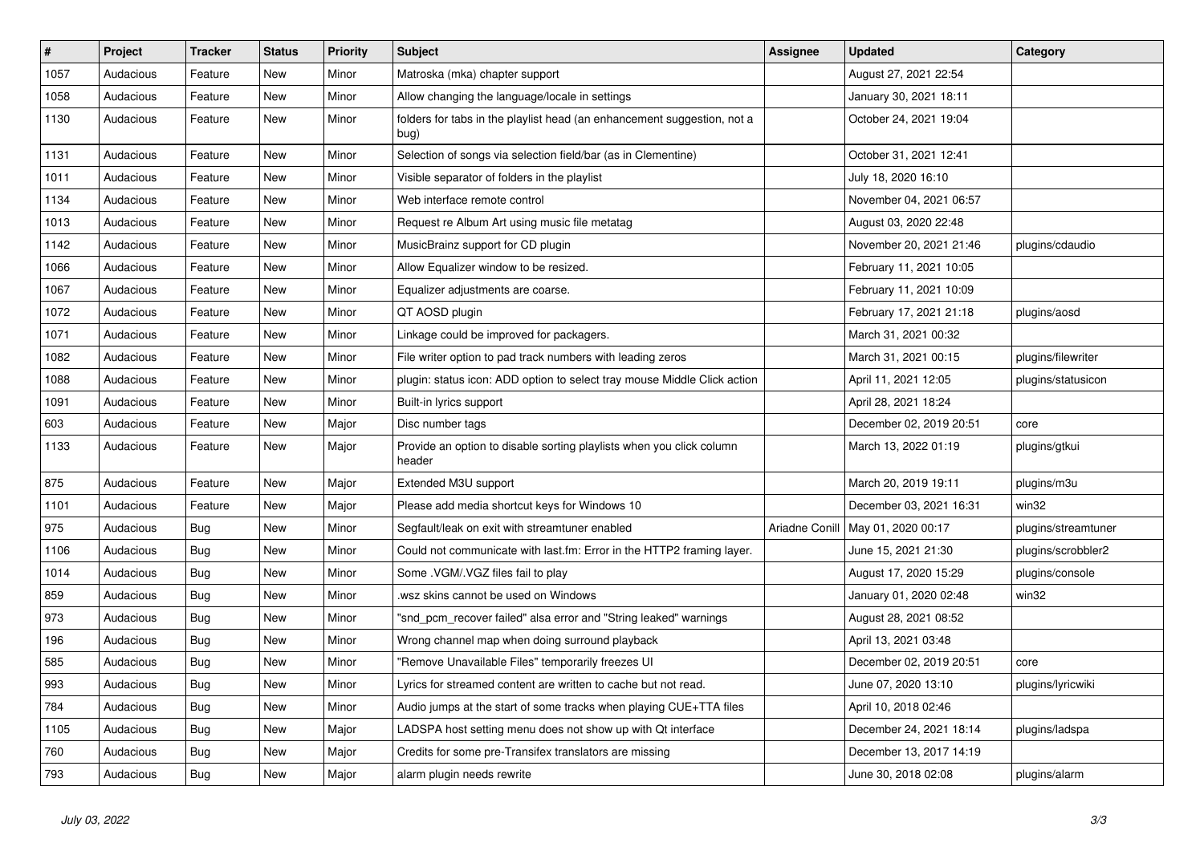| # | Project | Tracker | Status | Priority | Subject | Assignee | Updated | Category |
|---|---|---|---|---|---|---|---|---|
| 1057 | Audacious | Feature | New | Minor | Matroska (mka) chapter support | | August 27, 2021 22:54 | |
| 1058 | Audacious | Feature | New | Minor | Allow changing the language/locale in settings | | January 30, 2021 18:11 | |
| 1130 | Audacious | Feature | New | Minor | folders for tabs in the playlist head (an enhancement suggestion, not a bug) | | October 24, 2021 19:04 | |
| 1131 | Audacious | Feature | New | Minor | Selection of songs via selection field/bar (as in Clementine) | | October 31, 2021 12:41 | |
| 1011 | Audacious | Feature | New | Minor | Visible separator of folders in the playlist | | July 18, 2020 16:10 | |
| 1134 | Audacious | Feature | New | Minor | Web interface remote control | | November 04, 2021 06:57 | |
| 1013 | Audacious | Feature | New | Minor | Request re Album Art using music file metatag | | August 03, 2020 22:48 | |
| 1142 | Audacious | Feature | New | Minor | MusicBrainz support for CD plugin | | November 20, 2021 21:46 | plugins/cdaudio |
| 1066 | Audacious | Feature | New | Minor | Allow Equalizer window to be resized. | | February 11, 2021 10:05 | |
| 1067 | Audacious | Feature | New | Minor | Equalizer adjustments are coarse. | | February 11, 2021 10:09 | |
| 1072 | Audacious | Feature | New | Minor | QT AOSD plugin | | February 17, 2021 21:18 | plugins/aosd |
| 1071 | Audacious | Feature | New | Minor | Linkage could be improved for packagers. | | March 31, 2021 00:32 | |
| 1082 | Audacious | Feature | New | Minor | File writer option to pad track numbers with leading zeros | | March 31, 2021 00:15 | plugins/filewriter |
| 1088 | Audacious | Feature | New | Minor | plugin: status icon: ADD option to select tray mouse Middle Click action | | April 11, 2021 12:05 | plugins/statusicon |
| 1091 | Audacious | Feature | New | Minor | Built-in lyrics support | | April 28, 2021 18:24 | |
| 603 | Audacious | Feature | New | Major | Disc number tags | | December 02, 2019 20:51 | core |
| 1133 | Audacious | Feature | New | Major | Provide an option to disable sorting playlists when you click column header | | March 13, 2022 01:19 | plugins/gtkui |
| 875 | Audacious | Feature | New | Major | Extended M3U support | | March 20, 2019 19:11 | plugins/m3u |
| 1101 | Audacious | Feature | New | Major | Please add media shortcut keys for Windows 10 | | December 03, 2021 16:31 | win32 |
| 975 | Audacious | Bug | New | Minor | Segfault/leak on exit with streamtuner enabled | Ariadne Conill | May 01, 2020 00:17 | plugins/streamtuner |
| 1106 | Audacious | Bug | New | Minor | Could not communicate with last.fm: Error in the HTTP2 framing layer. | | June 15, 2021 21:30 | plugins/scrobbler2 |
| 1014 | Audacious | Bug | New | Minor | Some .VGM/.VGZ files fail to play | | August 17, 2020 15:29 | plugins/console |
| 859 | Audacious | Bug | New | Minor | .wsz skins cannot be used on Windows | | January 01, 2020 02:48 | win32 |
| 973 | Audacious | Bug | New | Minor | "snd_pcm_recover failed" alsa error and "String leaked" warnings | | August 28, 2021 08:52 | |
| 196 | Audacious | Bug | New | Minor | Wrong channel map when doing surround playback | | April 13, 2021 03:48 | |
| 585 | Audacious | Bug | New | Minor | "Remove Unavailable Files" temporarily freezes UI | | December 02, 2019 20:51 | core |
| 993 | Audacious | Bug | New | Minor | Lyrics for streamed content are written to cache but not read. | | June 07, 2020 13:10 | plugins/lyricwiki |
| 784 | Audacious | Bug | New | Minor | Audio jumps at the start of some tracks when playing CUE+TTA files | | April 10, 2018 02:46 | |
| 1105 | Audacious | Bug | New | Major | LADSPA host setting menu does not show up with Qt interface | | December 24, 2021 18:14 | plugins/ladspa |
| 760 | Audacious | Bug | New | Major | Credits for some pre-Transifex translators are missing | | December 13, 2017 14:19 | |
| 793 | Audacious | Bug | New | Major | alarm plugin needs rewrite | | June 30, 2018 02:08 | plugins/alarm |

*July 03, 2022*